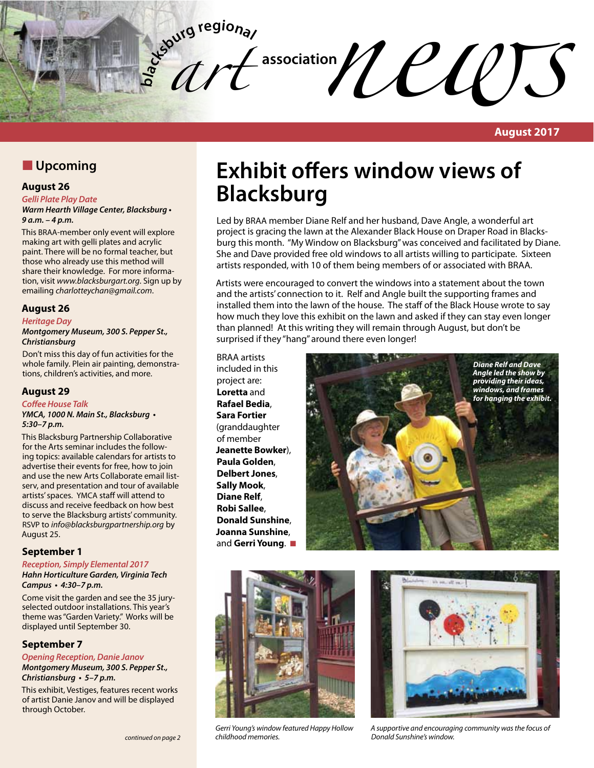# blacksburg regional art association news

August 2017

## Upcoming

### August 26

*Gelli Plate Play Date*

***Warm Hearth Village Center, Blacksburg • 9 a.m. – 4 p.m.***

This BRAA-member only event will explore making art with gelli plates and acrylic paint. There will be no formal teacher, but those who already use this method will share their knowledge. For more information, visit *www.blacksburgart.org*. Sign up by emailing *charlotteychan@gmail.com*.

### August 26

*Heritage Day*

***Montgomery Museum, 300 S. Pepper St., Christiansburg***

Don't miss this day of fun activities for the whole family. Plein air painting, demonstrations, children's activities, and more.

### August 29

*Coffee House Talk*

***YMCA, 1000 N. Main St., Blacksburg • 5:30–7 p.m.***

This Blacksburg Partnership Collaborative for the Arts seminar includes the following topics: available calendars for artists to advertise their events for free, how to join and use the new Arts Collaborate email listserv, and presentation and tour of available artists' spaces. YMCA staff will attend to discuss and receive feedback on how best to serve the Blacksburg artists' community. RSVP to *info@blacksburgpartnership.org* by August 25.

### September 1

*Reception, Simply Elemental 2017*

***Hahn Horticulture Garden, Virginia Tech Campus • 4:30–7 p.m.***

Come visit the garden and see the 35 jury-selected outdoor installations. This year's theme was "Garden Variety." Works will be displayed until September 30.

### September 7

*Opening Reception, Danie Janov*

***Montgomery Museum, 300 S. Pepper St., Christiansburg • 5–7 p.m.***

This exhibit, Vestiges, features recent works of artist Danie Janov and will be displayed through October.

*continued on page 2*

# Exhibit offers window views of Blacksburg

Led by BRAA member Diane Relf and her husband, Dave Angle, a wonderful art project is gracing the lawn at the Alexander Black House on Draper Road in Blacksburg this month. "My Window on Blacksburg" was conceived and facilitated by Diane. She and Dave provided free old windows to all artists willing to participate. Sixteen artists responded, with 10 of them being members of or associated with BRAA.

Artists were encouraged to convert the windows into a statement about the town and the artists' connection to it. Relf and Angle built the supporting frames and installed them into the lawn of the house. The staff of the Black House wrote to say how much they love this exhibit on the lawn and asked if they can stay even longer than planned! At this writing they will remain through August, but don't be surprised if they "hang" around there even longer!

BRAA artists included in this project are: **Loretta** and **Rafael Bedia**, **Sara Fortier** (granddaughter of member **Jeanette Bowker**), **Paula Golden**, **Delbert Jones**, **Sally Mook**, **Diane Relf**, **Robi Sallee**, **Donald Sunshine**, **Joanna Sunshine**, and **Gerri Young**. ■

***Diane Relf and Dave Angle led the show by providing their ideas, windows, and frames for hanging the exhibit.***

*Gerri Young's window featured Happy Hollow childhood memories.*

*A supportive and encouraging community was the focus of Donald Sunshine's window.*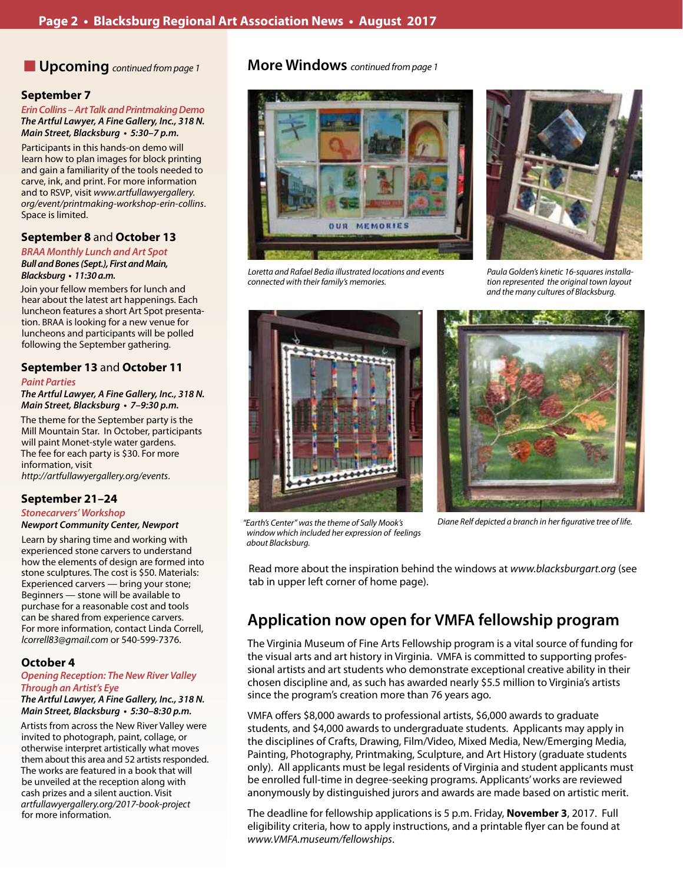## Upcoming *continued from page 1*

### September 7

*Erin Collins – Art Talk and Printmaking Demo*

***The Artful Lawyer, A Fine Gallery, Inc., 318 N. Main Street, Blacksburg • 5:30–7 p.m.***

Participants in this hands-on demo will learn how to plan images for block printing and gain a familiarity of the tools needed to carve, ink, and print. For more information and to RSVP, visit *www.artfullawyergallery.org/event/printmaking-workshop-erin-collins*. Space is limited.

### September 8 and October 13

*BRAA Monthly Lunch and Art Spot*

***Bull and Bones (Sept.), First and Main, Blacksburg • 11:30 a.m.***

Join your fellow members for lunch and hear about the latest art happenings. Each luncheon features a short Art Spot presentation. BRAA is looking for a new venue for luncheons and participants will be polled following the September gathering.

### September 13 and October 11

*Paint Parties*

***The Artful Lawyer, A Fine Gallery, Inc., 318 N. Main Street, Blacksburg • 7–9:30 p.m.***

The theme for the September party is the Mill Mountain Star. In October, participants will paint Monet-style water gardens. The fee for each party is $30. For more information, visit *http://artfullawyergallery.org/events*.

### September 21–24

*Stonecarvers' Workshop*

***Newport Community Center, Newport***

Learn by sharing time and working with experienced stone carvers to understand how the elements of design are formed into stone sculptures. The cost is $50. Materials: Experienced carvers — bring your stone; Beginners — stone will be available to purchase for a reasonable cost and tools can be shared from experience carvers. For more information, contact Linda Correll, *lcorrell83@gmail.com* or 540-599-7376.

### October 4

*Opening Reception: The New River Valley Through an Artist's Eye*

***The Artful Lawyer, A Fine Gallery, Inc., 318 N. Main Street, Blacksburg • 5:30–8:30 p.m.***

Artists from across the New River Valley were invited to photograph, paint, collage, or otherwise interpret artistically what moves them about this area and 52 artists responded. The works are featured in a book that will be unveiled at the reception along with cash prizes and a silent auction. Visit *artfullawyergallery.org/2017-book-project* for more information.

## More Windows *continued from page 1*

*Loretta and Rafael Bedia illustrated locations and events connected with their family's memories.*

*Paula Golden's kinetic 16-squares installation represented the original town layout and the many cultures of Blacksburg.*

*"Earth's Center" was the theme of Sally Mook's window which included her expression of feelings about Blacksburg.*

*Diane Relf depicted a branch in her figurative tree of life.*

Read more about the inspiration behind the windows at *www.blacksburgart.org* (see tab in upper left corner of home page).

## Application now open for VMFA fellowship program

The Virginia Museum of Fine Arts Fellowship program is a vital source of funding for the visual arts and art history in Virginia. VMFA is committed to supporting professional artists and art students who demonstrate exceptional creative ability in their chosen discipline and, as such has awarded nearly $5.5 million to Virginia's artists since the program's creation more than 76 years ago.

VMFA offers $8,000 awards to professional artists, $6,000 awards to graduate students, and $4,000 awards to undergraduate students. Applicants may apply in the disciplines of Crafts, Drawing, Film/Video, Mixed Media, New/Emerging Media, Painting, Photography, Printmaking, Sculpture, and Art History (graduate students only). All applicants must be legal residents of Virginia and student applicants must be enrolled full-time in degree-seeking programs. Applicants' works are reviewed anonymously by distinguished jurors and awards are made based on artistic merit.

The deadline for fellowship applications is 5 p.m. Friday, **November 3**, 2017. Full eligibility criteria, how to apply instructions, and a printable flyer can be found at *www.VMFA.museum/fellowships*.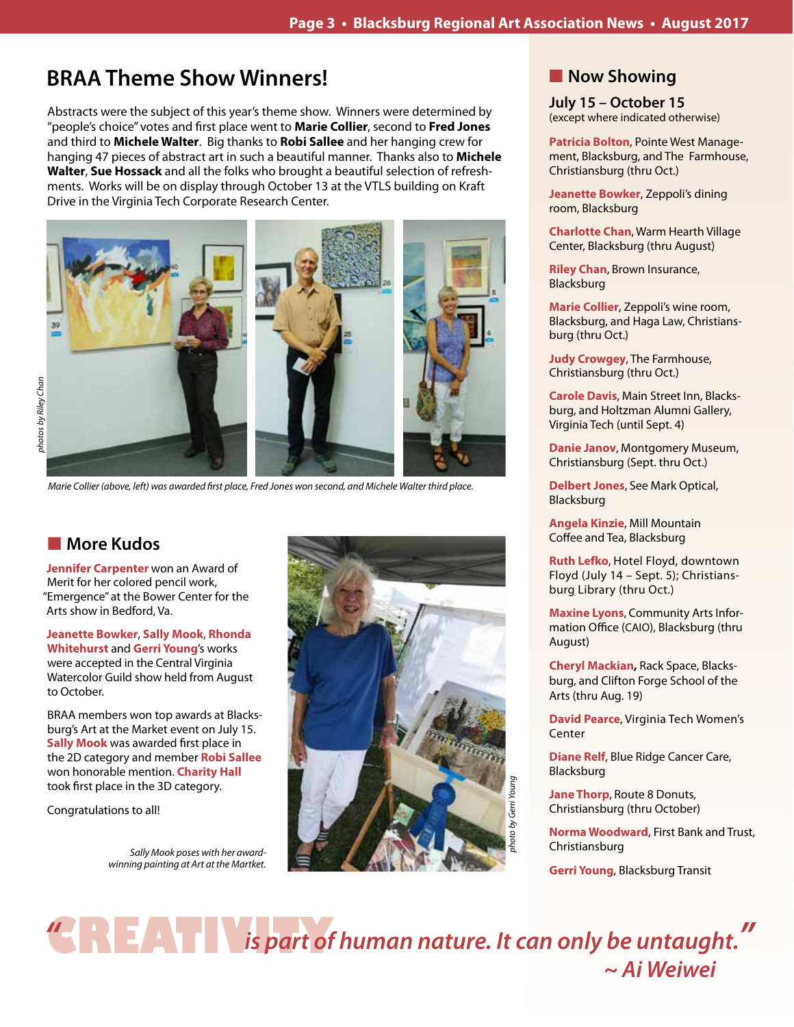# BRAA Theme Show Winners!

Abstracts were the subject of this year's theme show. Winners were determined by "people's choice" votes and first place went to **Marie Collier**, second to **Fred Jones** and third to **Michele Walter**. Big thanks to **Robi Sallee** and her hanging crew for hanging 47 pieces of abstract art in such a beautiful manner. Thanks also to **Michele Walter**, **Sue Hossack** and all the folks who brought a beautiful selection of refreshments. Works will be on display through October 13 at the VTLS building on Kraft Drive in the Virginia Tech Corporate Research Center.

*photos by Riley Chan*

*Marie Collier (above, left) was awarded first place, Fred Jones won second, and Michele Walter third place.*

## More Kudos

**Jennifer Carpenter** won an Award of Merit for her colored pencil work, "Emergence" at the Bower Center for the Arts show in Bedford, Va.

**Jeanette Bowker**, **Sally Mook**, **Rhonda Whitehurst** and **Gerri Young**'s works were accepted in the Central Virginia Watercolor Guild show held from August to October.

BRAA members won top awards at Blacksburg's Art at the Market event on July 15. **Sally Mook** was awarded first place in the 2D category and member **Robi Sallee** won honorable mention. **Charity Hall** took first place in the 3D category.

Congratulations to all!

*photo by Gerri Young*

*Sally Mook poses with her award-winning painting at Art at the Martket.*

## Now Showing

### July 15 – October 15

(except where indicated otherwise)

**Patricia Bolton**, Pointe West Management, Blacksburg, and The Farmhouse, Christiansburg (thru Oct.)

**Jeanette Bowker**, Zeppoli's dining room, Blacksburg

**Charlotte Chan**, Warm Hearth Village Center, Blacksburg (thru August)

**Riley Chan**, Brown Insurance, Blacksburg

**Marie Collier**, Zeppoli's wine room, Blacksburg, and Haga Law, Christiansburg (thru Oct.)

**Judy Crowgey**, The Farmhouse, Christiansburg (thru Oct.)

**Carole Davis**, Main Street Inn, Blacksburg, and Holtzman Alumni Gallery, Virginia Tech (until Sept. 4)

**Danie Janov**, Montgomery Museum, Christiansburg (Sept. thru Oct.)

**Delbert Jones**, See Mark Optical, Blacksburg

**Angela Kinzie**, Mill Mountain Coffee and Tea, Blacksburg

**Ruth Lefko**, Hotel Floyd, downtown Floyd (July 14 – Sept. 5); Christiansburg Library (thru Oct.)

**Maxine Lyons**, Community Arts Information Office (CAIO), Blacksburg (thru August)

**Cheryl Mackian**, Rack Space, Blacksburg, and Clifton Forge School of the Arts (thru Aug. 19)

**David Pearce**, Virginia Tech Women's Center

**Diane Relf**, Blue Ridge Cancer Care, Blacksburg

**Jane Thorp**, Route 8 Donuts, Christiansburg (thru October)

**Norma Woodward**, First Bank and Trust, Christiansburg

**Gerri Young**, Blacksburg Transit

*"CREATIVITY is part of human nature. It can only be untaught."*
*~ Ai Weiwei*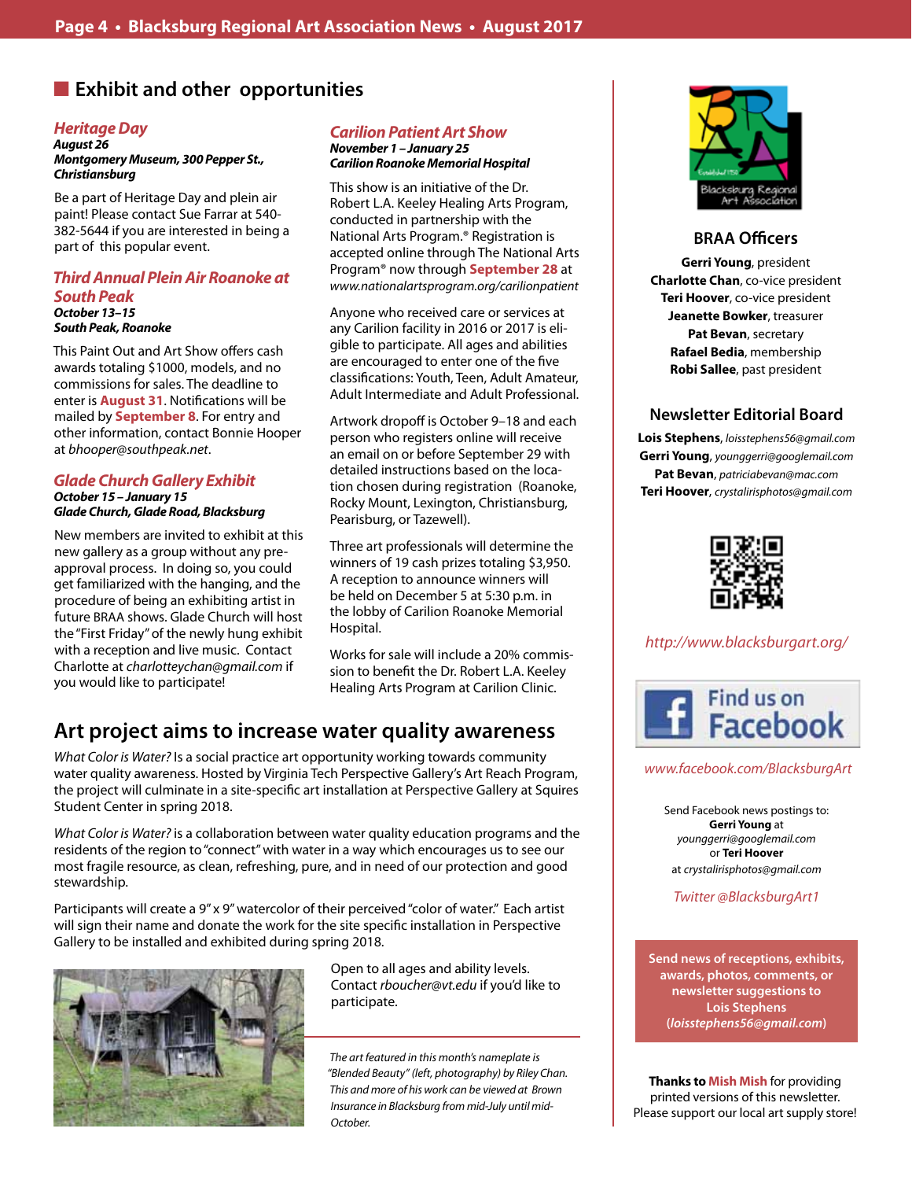## Exhibit and other opportunities

### *Heritage Day*

***August 26***
***Montgomery Museum, 300 Pepper St., Christiansburg***

Be a part of Heritage Day and plein air paint! Please contact Sue Farrar at 540-382-5644 if you are interested in being a part of this popular event.

### *Third Annual Plein Air Roanoke at South Peak*

***October 13–15***
***South Peak, Roanoke***

This Paint Out and Art Show offers cash awards totaling $1000, models, and no commissions for sales. The deadline to enter is **August 31**. Notifications will be mailed by **September 8**. For entry and other information, contact Bonnie Hooper at *bhooper@southpeak.net*.

### *Glade Church Gallery Exhibit*

***October 15 – January 15***
***Glade Church, Glade Road, Blacksburg***

New members are invited to exhibit at this new gallery as a group without any pre-approval process. In doing so, you could get familiarized with the hanging, and the procedure of being an exhibiting artist in future BRAA shows. Glade Church will host the "First Friday" of the newly hung exhibit with a reception and live music. Contact Charlotte at *charlotteychan@gmail.com* if you would like to participate!

### *Carilion Patient Art Show*

***November 1 – January 25***
***Carilion Roanoke Memorial Hospital***

This show is an initiative of the Dr. Robert L.A. Keeley Healing Arts Program, conducted in partnership with the National Arts Program.® Registration is accepted online through The National Arts Program® now through **September 28** at *www.nationalartsprogram.org/carilionpatient*

Anyone who received care or services at any Carilion facility in 2016 or 2017 is eligible to participate. All ages and abilities are encouraged to enter one of the five classifications: Youth, Teen, Adult Amateur, Adult Intermediate and Adult Professional.

Artwork dropoff is October 9–18 and each person who registers online will receive an email on or before September 29 with detailed instructions based on the location chosen during registration (Roanoke, Rocky Mount, Lexington, Christiansburg, Pearisburg, or Tazewell).

Three art professionals will determine the winners of 19 cash prizes totaling $3,950. A reception to announce winners will be held on December 5 at 5:30 p.m. in the lobby of Carilion Roanoke Memorial Hospital.

Works for sale will include a 20% commission to benefit the Dr. Robert L.A. Keeley Healing Arts Program at Carilion Clinic.

## Art project aims to increase water quality awareness

*What Color is Water?* Is a social practice art opportunity working towards community water quality awareness. Hosted by Virginia Tech Perspective Gallery's Art Reach Program, the project will culminate in a site-specific art installation at Perspective Gallery at Squires Student Center in spring 2018.

*What Color is Water?* is a collaboration between water quality education programs and the residents of the region to "connect" with water in a way which encourages us to see our most fragile resource, as clean, refreshing, pure, and in need of our protection and good stewardship.

Participants will create a 9" x 9" watercolor of their perceived "color of water." Each artist will sign their name and donate the work for the site specific installation in Perspective Gallery to be installed and exhibited during spring 2018.

Open to all ages and ability levels. Contact *rboucher@vt.edu* if you'd like to participate.

*The art featured in this month's nameplate is "Blended Beauty" (left, photography) by Riley Chan. This and more of his work can be viewed at Brown Insurance in Blacksburg from mid-July until mid-October.*

Established 1958
Blacksburg Regional Art Association

### BRAA Officers

**Gerri Young**, president
**Charlotte Chan**, co-vice president
**Teri Hoover**, co-vice president
**Jeanette Bowker**, treasurer
**Pat Bevan**, secretary
**Rafael Bedia**, membership
**Robi Sallee**, past president

### Newsletter Editorial Board

**Lois Stephens**, *loisstephens56@gmail.com*
**Gerri Young**, *younggerri@googlemail.com*
**Pat Bevan**, *patriciabevan@mac.com*
**Teri Hoover**, *crystalirisphotos@gmail.com*

*http://www.blacksburgart.org/*

Find us on Facebook

*www.facebook.com/BlacksburgArt*

Send Facebook news postings to:
**Gerri Young** at
*younggerri@googlemail.com*
or **Teri Hoover**
at *crystalirisphotos@gmail.com*

*Twitter @BlacksburgArt1*

**Send news of receptions, exhibits, awards, photos, comments, or newsletter suggestions to Lois Stephens (*loisstephens56@gmail.com*)**

**Thanks to Mish Mish** for providing printed versions of this newsletter. Please support our local art supply store!